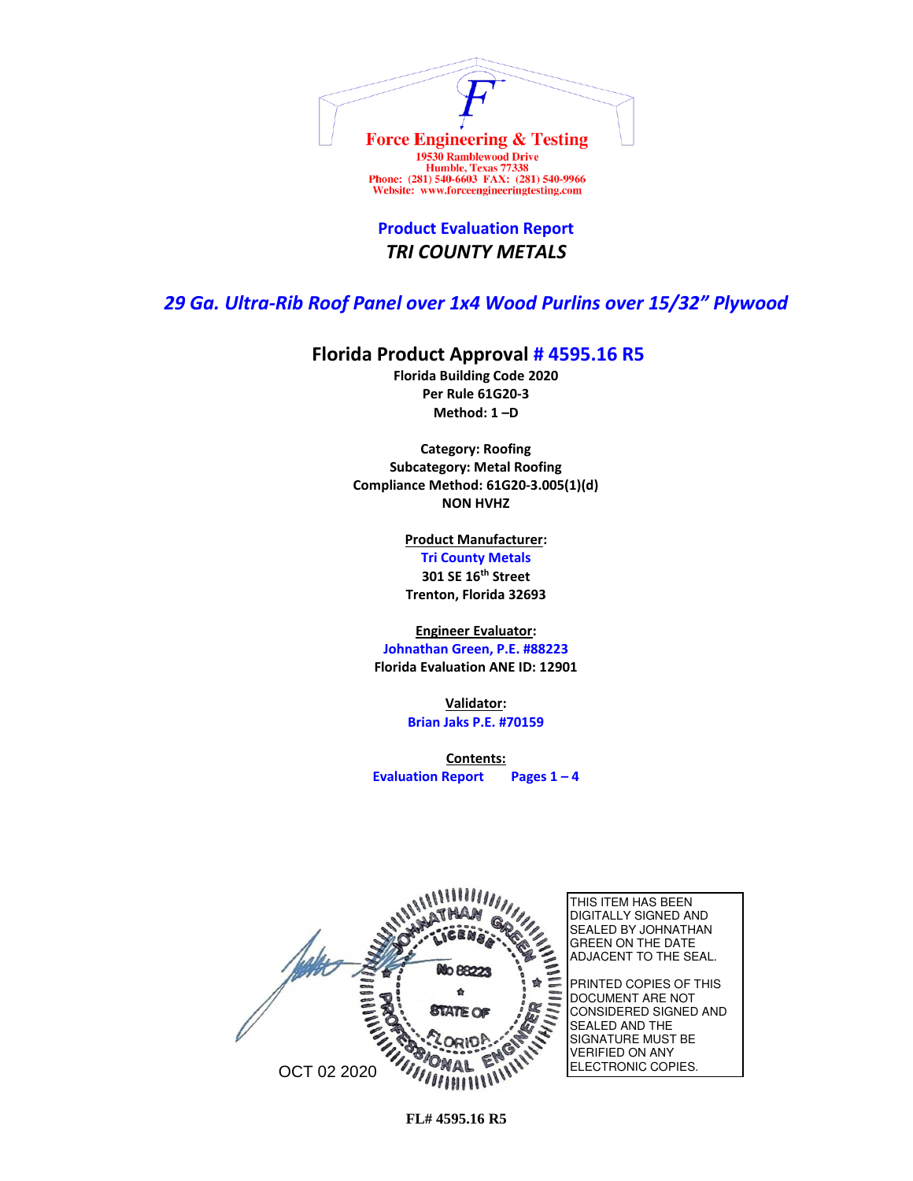**Force Engineering & Testing**
19530 Ramblewood Drive
Humble, Texas 77338
Phone: (281) 540-6603 FAX: (281) 540-9966
Website: www.forceengineeringtesting.com

## Product Evaluation Report

### *TRI COUNTY METALS*

## *29 Ga. Ultra-Rib Roof Panel over 1x4 Wood Purlins over 15/32" Plywood*

### Florida Product Approval # 4595.16 R5

**Florida Building Code 2020**
**Per Rule 61G20-3**
**Method: 1 –D**

**Category: Roofing**
**Subcategory: Metal Roofing**
**Compliance Method: 61G20-3.005(1)(d)**
**NON HVHZ**

**Product Manufacturer:**
**Tri County Metals**
**301 SE 16th Street**
**Trenton, Florida 32693**

**Engineer Evaluator:**
**Johnathan Green, P.E. #88223**
**Florida Evaluation ANE ID: 12901**

**Validator:**
**Brian Jaks P.E. #70159**

**Contents:**
**Evaluation Report Pages 1 – 4**

OCT 02 2020

JOHNATHAN GREEN LICENSE No 88223 STATE OF FLORIDA PROFESSIONAL ENGINEER

THIS ITEM HAS BEEN DIGITALLY SIGNED AND SEALED BY JOHNATHAN GREEN ON THE DATE ADJACENT TO THE SEAL.

PRINTED COPIES OF THIS DOCUMENT ARE NOT CONSIDERED SIGNED AND SEALED AND THE SIGNATURE MUST BE VERIFIED ON ANY ELECTRONIC COPIES.

**FL# 4595.16 R5**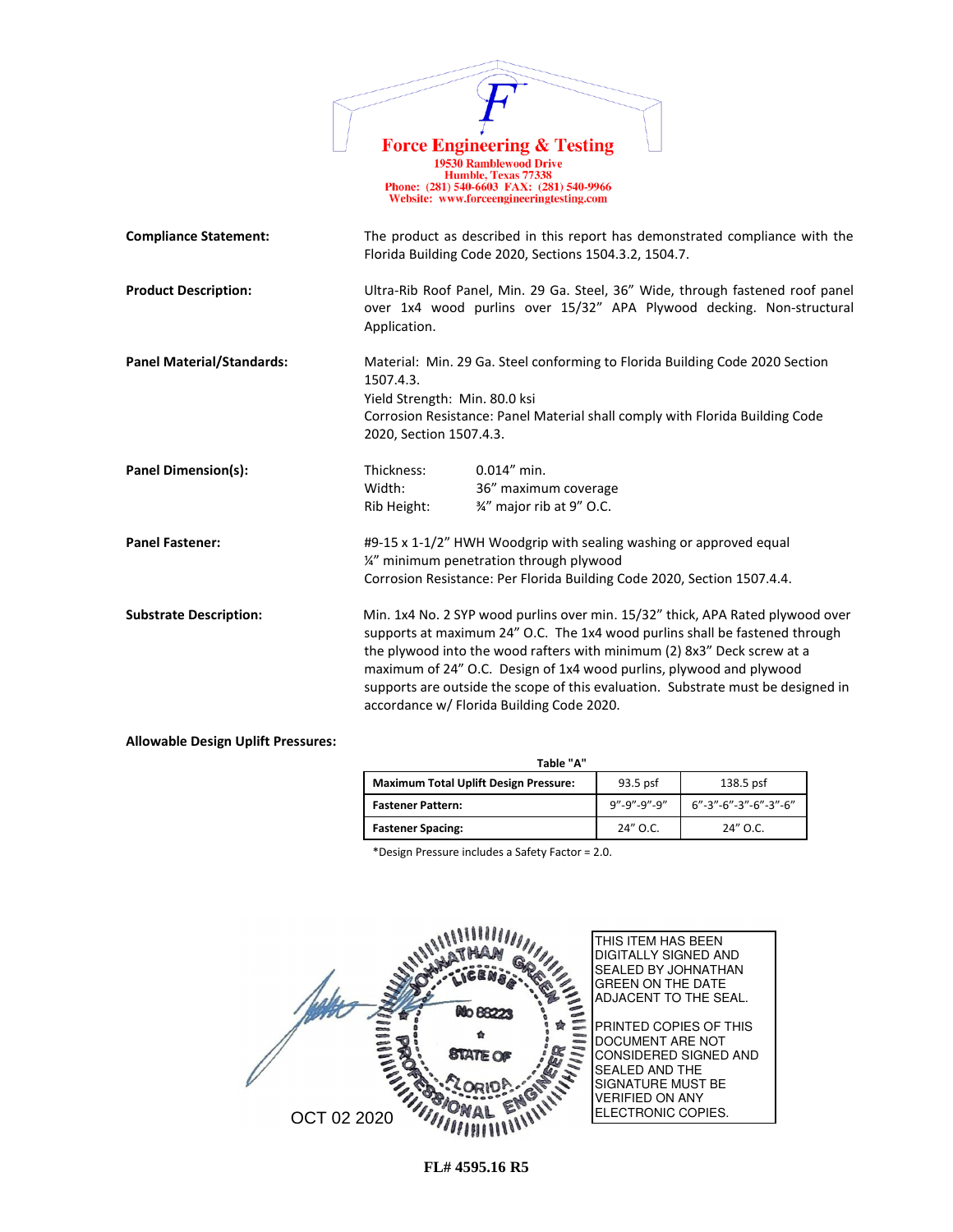**Force Engineering & Testing**
19530 Ramblewood Drive
Humble, Texas 77338
Phone: (281) 540-6603 FAX: (281) 540-9966
Website: www.forceengineeringtesting.com

**Compliance Statement:** The product as described in this report has demonstrated compliance with the Florida Building Code 2020, Sections 1504.3.2, 1504.7.

**Product Description:** Ultra-Rib Roof Panel, Min. 29 Ga. Steel, 36" Wide, through fastened roof panel over 1x4 wood purlins over 15/32" APA Plywood decking. Non-structural Application.

**Panel Material/Standards:** Material: Min. 29 Ga. Steel conforming to Florida Building Code 2020 Section 1507.4.3.
Yield Strength: Min. 80.0 ksi
Corrosion Resistance: Panel Material shall comply with Florida Building Code 2020, Section 1507.4.3.

**Panel Dimension(s):**

Thickness: 0.014" min.
Width: 36" maximum coverage
Rib Height: ¾" major rib at 9" O.C.

**Panel Fastener:** #9-15 x 1-1/2" HWH Woodgrip with sealing washing or approved equal
¼" minimum penetration through plywood
Corrosion Resistance: Per Florida Building Code 2020, Section 1507.4.4.

**Substrate Description:** Min. 1x4 No. 2 SYP wood purlins over min. 15/32" thick, APA Rated plywood over supports at maximum 24" O.C. The 1x4 wood purlins shall be fastened through the plywood into the wood rafters with minimum (2) 8x3" Deck screw at a maximum of 24" O.C. Design of 1x4 wood purlins, plywood and plywood supports are outside the scope of this evaluation. Substrate must be designed in accordance w/ Florida Building Code 2020.

**Allowable Design Uplift Pressures:**

Table "A"

| **Maximum Total Uplift Design Pressure:** | 93.5 psf | 138.5 psf |
|---|---|---|
| **Fastener Pattern:** | 9"-9"-9"-9" | 6"-3"-6"-3"-6"-3"-6" |
| **Fastener Spacing:** | 24" O.C. | 24" O.C. |

*Design Pressure includes a Safety Factor = 2.0.

JOHNATHAN GREEN LICENSE No 88223 STATE OF FLORIDA PROFESSIONAL ENGINEER

OCT 02 2020

THIS ITEM HAS BEEN DIGITALLY SIGNED AND SEALED BY JOHNATHAN GREEN ON THE DATE ADJACENT TO THE SEAL.

PRINTED COPIES OF THIS DOCUMENT ARE NOT CONSIDERED SIGNED AND SEALED AND THE SIGNATURE MUST BE VERIFIED ON ANY ELECTRONIC COPIES.

**FL# 4595.16 R5**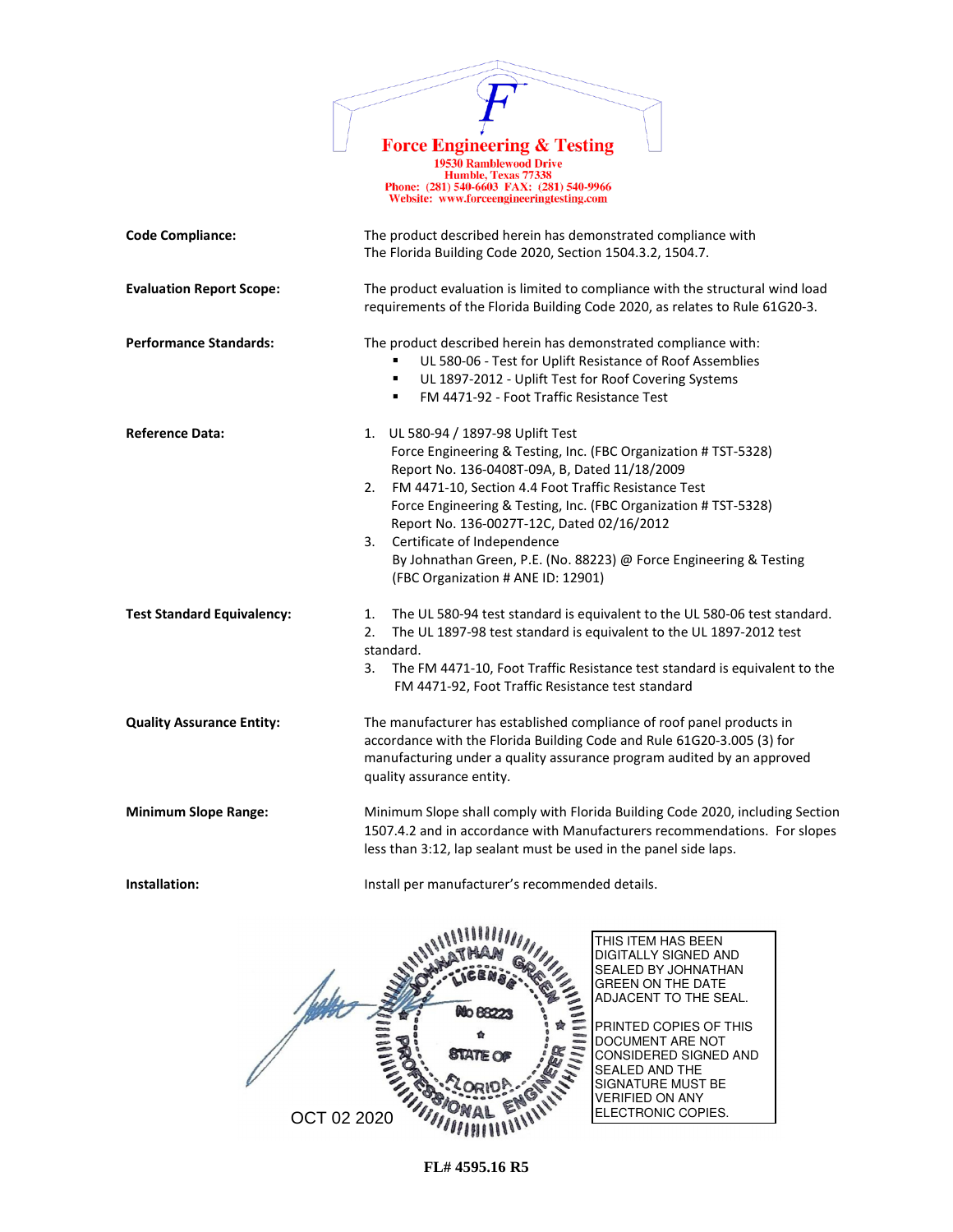**Force Engineering & Testing**
19530 Ramblewood Drive
Humble, Texas 77338
Phone: (281) 540-6603 FAX: (281) 540-9966
Website: www.forceengineeringtesting.com

**Code Compliance:** The product described herein has demonstrated compliance with The Florida Building Code 2020, Section 1504.3.2, 1504.7.

**Evaluation Report Scope:** The product evaluation is limited to compliance with the structural wind load requirements of the Florida Building Code 2020, as relates to Rule 61G20-3.

**Performance Standards:** The product described herein has demonstrated compliance with:

- UL 580-06 - Test for Uplift Resistance of Roof Assemblies
- UL 1897-2012 - Uplift Test for Roof Covering Systems
- FM 4471-92 - Foot Traffic Resistance Test

**Reference Data:**

1. UL 580-94 / 1897-98 Uplift Test
   Force Engineering & Testing, Inc. (FBC Organization # TST-5328)
   Report No. 136-0408T-09A, B, Dated 11/18/2009
2. FM 4471-10, Section 4.4 Foot Traffic Resistance Test
   Force Engineering & Testing, Inc. (FBC Organization # TST-5328)
   Report No. 136-0027T-12C, Dated 02/16/2012
3. Certificate of Independence
   By Johnathan Green, P.E. (No. 88223) @ Force Engineering & Testing
   (FBC Organization # ANE ID: 12901)

**Test Standard Equivalency:**

1. The UL 580-94 test standard is equivalent to the UL 580-06 test standard.
2. The UL 1897-98 test standard is equivalent to the UL 1897-2012 test standard.
3. The FM 4471-10, Foot Traffic Resistance test standard is equivalent to the FM 4471-92, Foot Traffic Resistance test standard

**Quality Assurance Entity:** The manufacturer has established compliance of roof panel products in accordance with the Florida Building Code and Rule 61G20-3.005 (3) for manufacturing under a quality assurance program audited by an approved quality assurance entity.

**Minimum Slope Range:** Minimum Slope shall comply with Florida Building Code 2020, including Section 1507.4.2 and in accordance with Manufacturers recommendations. For slopes less than 3:12, lap sealant must be used in the panel side laps.

**Installation:** Install per manufacturer's recommended details.

JOHNATHAN GREEN LICENSE No 88223 STATE OF FLORIDA PROFESSIONAL ENGINEER

OCT 02 2020

THIS ITEM HAS BEEN DIGITALLY SIGNED AND SEALED BY JOHNATHAN GREEN ON THE DATE ADJACENT TO THE SEAL.

PRINTED COPIES OF THIS DOCUMENT ARE NOT CONSIDERED SIGNED AND SEALED AND THE SIGNATURE MUST BE VERIFIED ON ANY ELECTRONIC COPIES.

**FL# 4595.16 R5**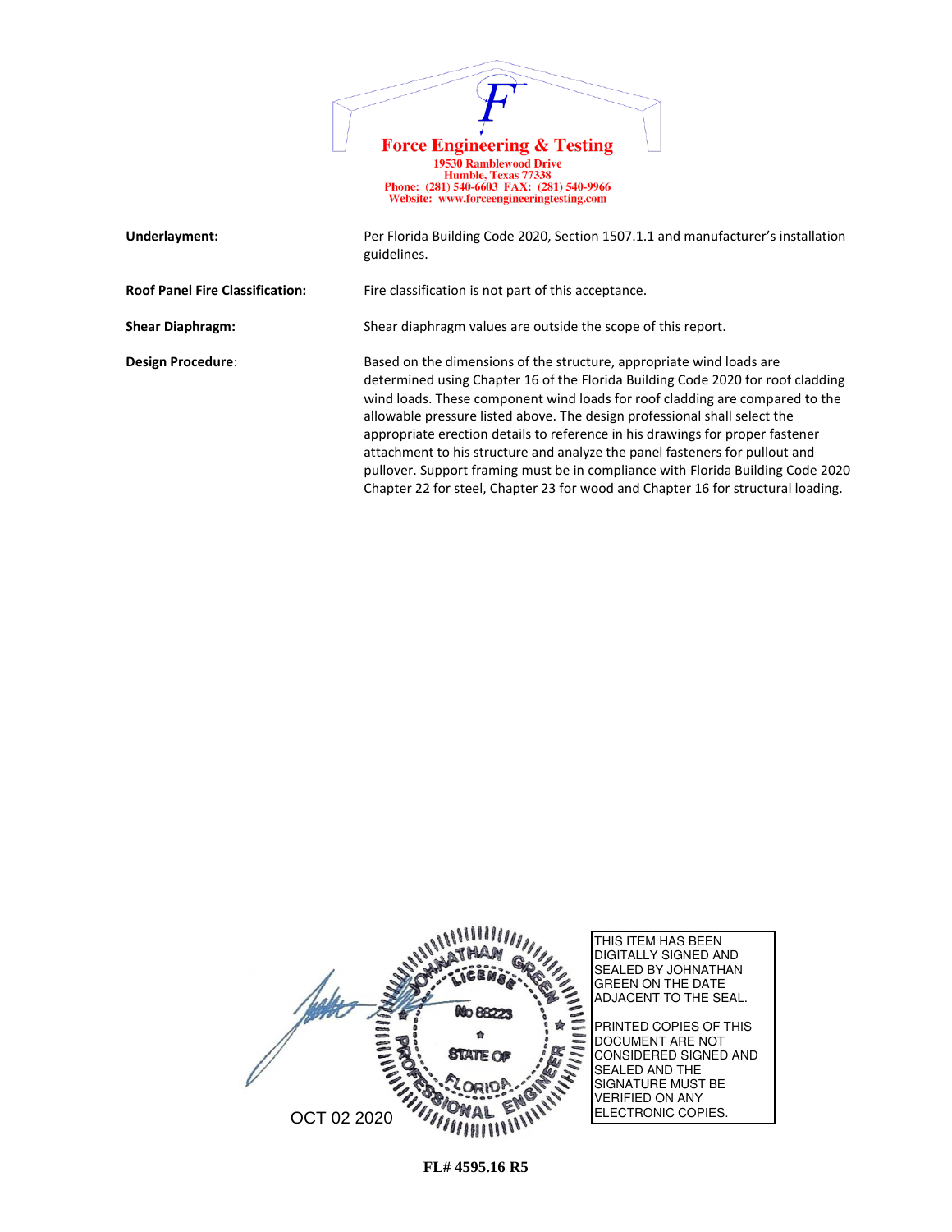**Force Engineering & Testing**
19530 Ramblewood Drive
Humble, Texas 77338
Phone: (281) 540-6603 FAX: (281) 540-9966
Website: www.forceengineeringtesting.com

| | |
|---|---|
| **Underlayment:** | Per Florida Building Code 2020, Section 1507.1.1 and manufacturer's installation guidelines. |
| **Roof Panel Fire Classification:** | Fire classification is not part of this acceptance. |
| **Shear Diaphragm:** | Shear diaphragm values are outside the scope of this report. |
| **Design Procedure**: | Based on the dimensions of the structure, appropriate wind loads are determined using Chapter 16 of the Florida Building Code 2020 for roof cladding wind loads. These component wind loads for roof cladding are compared to the allowable pressure listed above. The design professional shall select the appropriate erection details to reference in his drawings for proper fastener attachment to his structure and analyze the panel fasteners for pullout and pullover. Support framing must be in compliance with Florida Building Code 2020 Chapter 22 for steel, Chapter 23 for wood and Chapter 16 for structural loading. |

JOHNATHAN GREEN
LICENSE
No 88223
STATE OF FLORIDA
PROFESSIONAL ENGINEER

OCT 02 2020

THIS ITEM HAS BEEN DIGITALLY SIGNED AND SEALED BY JOHNATHAN GREEN ON THE DATE ADJACENT TO THE SEAL.

PRINTED COPIES OF THIS DOCUMENT ARE NOT CONSIDERED SIGNED AND SEALED AND THE SIGNATURE MUST BE VERIFIED ON ANY ELECTRONIC COPIES.

**FL# 4595.16 R5**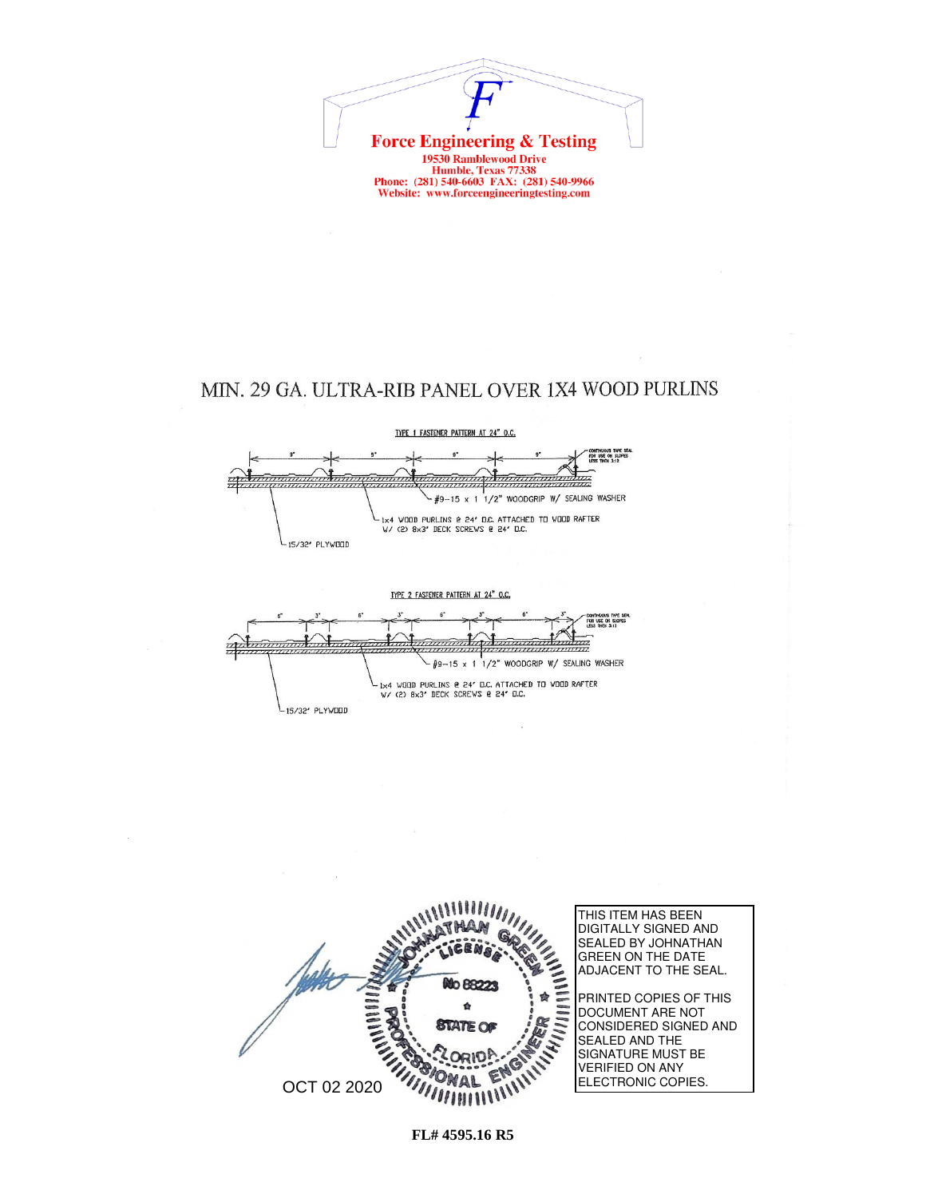**Force Engineering & Testing**
19530 Ramblewood Drive
Humble, Texas 77338
Phone: (281) 540-6603 FAX: (281) 540-9966
Website: www.forceengineeringtesting.com

# MIN. 29 GA. ULTRA-RIB PANEL OVER 1X4 WOOD PURLINS

TYPE 1 FASTENER PATTERN AT 24" O.C.

9"
9"
9"
9"
CONTINUOUS TAPE SEAL FOR USE ON SLOPES LESS THAN 3:12
#9-15 x 1 1/2" WOODGRIP W/ SEALING WASHER
1x4 WOOD PURLINS @ 24" O.C. ATTACHED TO WOOD RAFTER W/ (2) 8x3" DECK SCREWS @ 24" O.C.
15/32" PLYWOOD

TYPE 2 FASTENER PATTERN AT 24" O.C.

6"
3"
6"
3"
6"
3"
6"
3"
CONTINUOUS TAPE SEAL FOR USE ON SLOPES LESS THAN 3:12
#9-15 x 1 1/2" WOODGRIP W/ SEALING WASHER
1x4 WOOD PURLINS @ 24" O.C. ATTACHED TO WOOD RAFTER W/ (2) 8x3" DECK SCREWS @ 24" O.C.
15/32" PLYWOOD

JOHNATHAN GREEN
LICENSE
No 88223
STATE OF FLORIDA
PROFESSIONAL ENGINEER

OCT 02 2020

THIS ITEM HAS BEEN DIGITALLY SIGNED AND SEALED BY JOHNATHAN GREEN ON THE DATE ADJACENT TO THE SEAL.

PRINTED COPIES OF THIS DOCUMENT ARE NOT CONSIDERED SIGNED AND SEALED AND THE SIGNATURE MUST BE VERIFIED ON ANY ELECTRONIC COPIES.

**FL# 4595.16 R5**